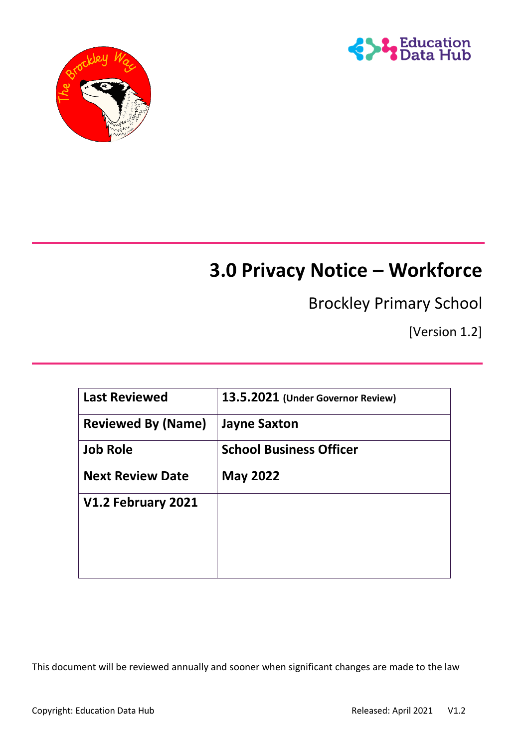# 3.0 Privacy Notice – Workforce

Brockley Primary School

[Version 1.2]

| Last Reviewed | 13.5.2021 (Under Governor Review) |
|---|---|
| Reviewed By (Name) | Jayne Saxton |
| Job Role | School Business Officer |
| Next Review Date | May 2022 |
| V1.2 February 2021 | |

This document will be reviewed annually and sooner when significant changes are made to the law

Copyright: Education Data Hub    Released: April 2021    V1.2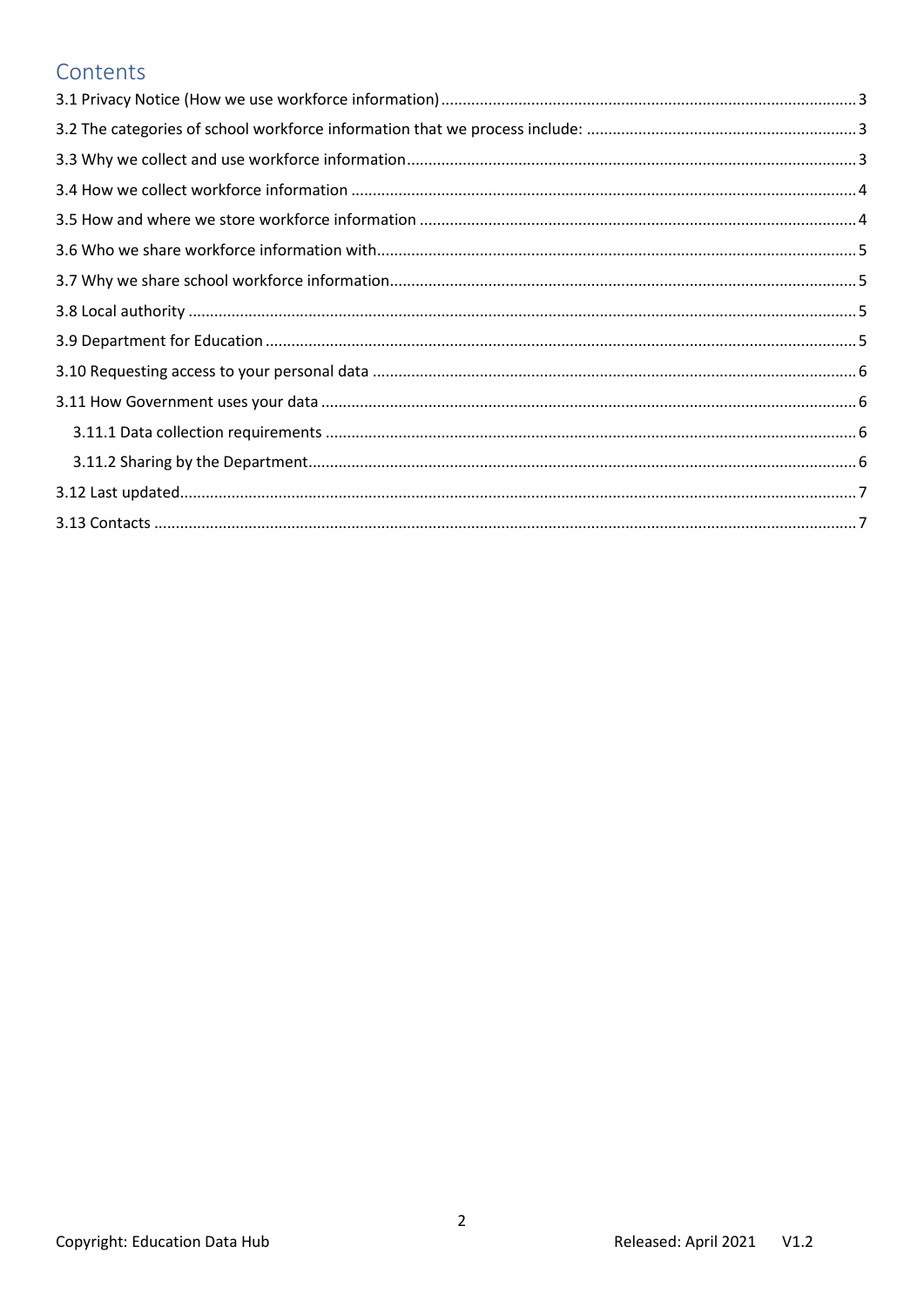# Contents

3.1 Privacy Notice (How we use workforce information) ... 3
3.2 The categories of school workforce information that we process include: ... 3
3.3 Why we collect and use workforce information ... 3
3.4 How we collect workforce information ... 4
3.5 How and where we store workforce information ... 4
3.6 Who we share workforce information with ... 5
3.7 Why we share school workforce information ... 5
3.8 Local authority ... 5
3.9 Department for Education ... 5
3.10 Requesting access to your personal data ... 6
3.11 How Government uses your data ... 6
- 3.11.1 Data collection requirements ... 6
- 3.11.2 Sharing by the Department ... 6

3.12 Last updated ... 7
3.13 Contacts ... 7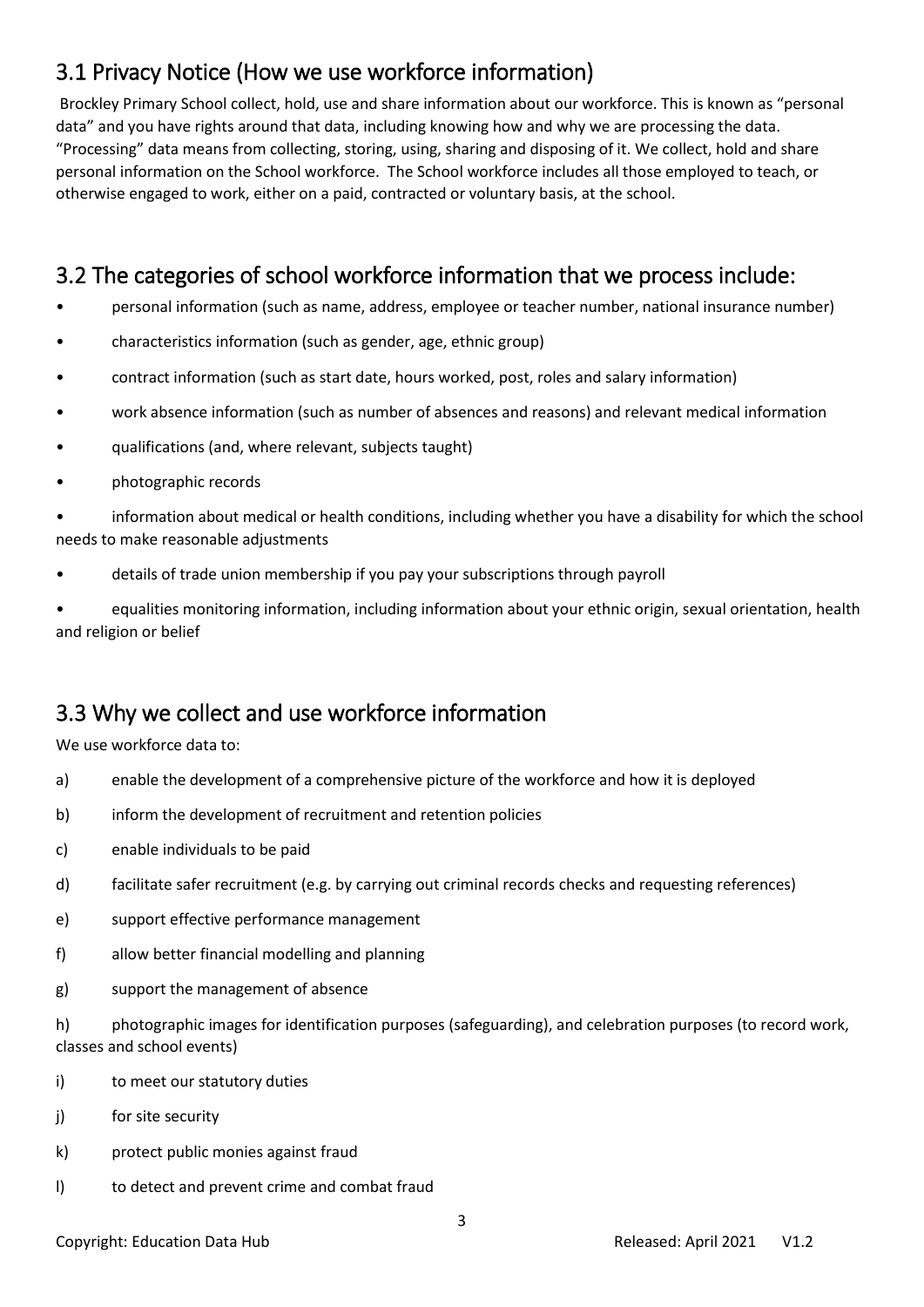## 3.1 Privacy Notice (How we use workforce information)

Brockley Primary School collect, hold, use and share information about our workforce. This is known as "personal data" and you have rights around that data, including knowing how and why we are processing the data. "Processing" data means from collecting, storing, using, sharing and disposing of it. We collect, hold and share personal information on the School workforce. The School workforce includes all those employed to teach, or otherwise engaged to work, either on a paid, contracted or voluntary basis, at the school.

## 3.2 The categories of school workforce information that we process include:

- personal information (such as name, address, employee or teacher number, national insurance number)
- characteristics information (such as gender, age, ethnic group)
- contract information (such as start date, hours worked, post, roles and salary information)
- work absence information (such as number of absences and reasons) and relevant medical information
- qualifications (and, where relevant, subjects taught)
- photographic records
- information about medical or health conditions, including whether you have a disability for which the school needs to make reasonable adjustments
- details of trade union membership if you pay your subscriptions through payroll
- equalities monitoring information, including information about your ethnic origin, sexual orientation, health and religion or belief

## 3.3 Why we collect and use workforce information

We use workforce data to:

a) enable the development of a comprehensive picture of the workforce and how it is deployed

b) inform the development of recruitment and retention policies

c) enable individuals to be paid

d) facilitate safer recruitment (e.g. by carrying out criminal records checks and requesting references)

e) support effective performance management

f) allow better financial modelling and planning

g) support the management of absence

h) photographic images for identification purposes (safeguarding), and celebration purposes (to record work, classes and school events)

i) to meet our statutory duties

j) for site security

k) protect public monies against fraud

l) to detect and prevent crime and combat fraud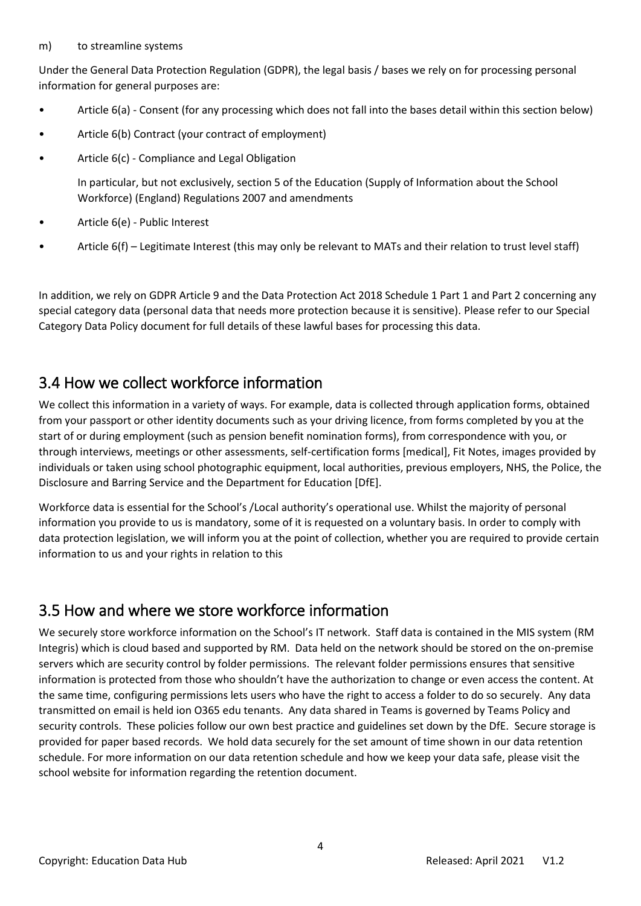m) to streamline systems

Under the General Data Protection Regulation (GDPR), the legal basis / bases we rely on for processing personal information for general purposes are:

- Article 6(a) - Consent (for any processing which does not fall into the bases detail within this section below)
- Article 6(b) Contract (your contract of employment)
- Article 6(c) - Compliance and Legal Obligation

  In particular, but not exclusively, section 5 of the Education (Supply of Information about the School Workforce) (England) Regulations 2007 and amendments
- Article 6(e) - Public Interest
- Article 6(f) – Legitimate Interest (this may only be relevant to MATs and their relation to trust level staff)

In addition, we rely on GDPR Article 9 and the Data Protection Act 2018 Schedule 1 Part 1 and Part 2 concerning any special category data (personal data that needs more protection because it is sensitive). Please refer to our Special Category Data Policy document for full details of these lawful bases for processing this data.

## 3.4 How we collect workforce information

We collect this information in a variety of ways. For example, data is collected through application forms, obtained from your passport or other identity documents such as your driving licence, from forms completed by you at the start of or during employment (such as pension benefit nomination forms), from correspondence with you, or through interviews, meetings or other assessments, self-certification forms [medical], Fit Notes, images provided by individuals or taken using school photographic equipment, local authorities, previous employers, NHS, the Police, the Disclosure and Barring Service and the Department for Education [DfE].

Workforce data is essential for the School's /Local authority's operational use. Whilst the majority of personal information you provide to us is mandatory, some of it is requested on a voluntary basis. In order to comply with data protection legislation, we will inform you at the point of collection, whether you are required to provide certain information to us and your rights in relation to this

## 3.5 How and where we store workforce information

We securely store workforce information on the School's IT network. Staff data is contained in the MIS system (RM Integris) which is cloud based and supported by RM. Data held on the network should be stored on the on-premise servers which are security control by folder permissions. The relevant folder permissions ensures that sensitive information is protected from those who shouldn't have the authorization to change or even access the content. At the same time, configuring permissions lets users who have the right to access a folder to do so securely. Any data transmitted on email is held ion O365 edu tenants. Any data shared in Teams is governed by Teams Policy and security controls. These policies follow our own best practice and guidelines set down by the DfE. Secure storage is provided for paper based records. We hold data securely for the set amount of time shown in our data retention schedule. For more information on our data retention schedule and how we keep your data safe, please visit the school website for information regarding the retention document.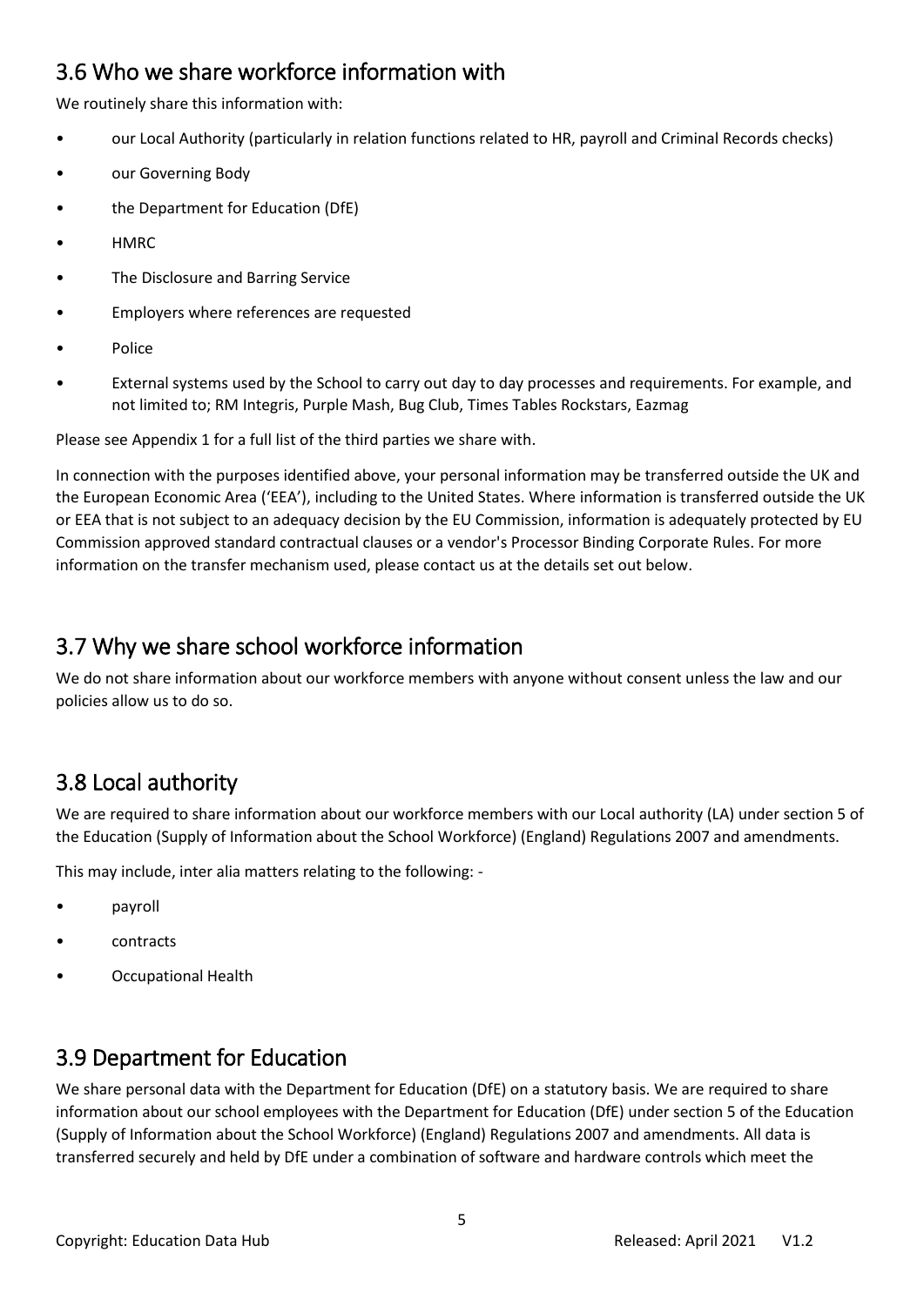## 3.6 Who we share workforce information with

We routinely share this information with:

- our Local Authority (particularly in relation functions related to HR, payroll and Criminal Records checks)
- our Governing Body
- the Department for Education (DfE)
- HMRC
- The Disclosure and Barring Service
- Employers where references are requested
- Police
- External systems used by the School to carry out day to day processes and requirements. For example, and not limited to; RM Integris, Purple Mash, Bug Club, Times Tables Rockstars, Eazmag

Please see Appendix 1 for a full list of the third parties we share with.

In connection with the purposes identified above, your personal information may be transferred outside the UK and the European Economic Area ('EEA'), including to the United States. Where information is transferred outside the UK or EEA that is not subject to an adequacy decision by the EU Commission, information is adequately protected by EU Commission approved standard contractual clauses or a vendor's Processor Binding Corporate Rules. For more information on the transfer mechanism used, please contact us at the details set out below.

## 3.7 Why we share school workforce information

We do not share information about our workforce members with anyone without consent unless the law and our policies allow us to do so.

## 3.8 Local authority

We are required to share information about our workforce members with our Local authority (LA) under section 5 of the Education (Supply of Information about the School Workforce) (England) Regulations 2007 and amendments.

This may include, inter alia matters relating to the following: -

- payroll
- contracts
- Occupational Health

## 3.9 Department for Education

We share personal data with the Department for Education (DfE) on a statutory basis. We are required to share information about our school employees with the Department for Education (DfE) under section 5 of the Education (Supply of Information about the School Workforce) (England) Regulations 2007 and amendments. All data is transferred securely and held by DfE under a combination of software and hardware controls which meet the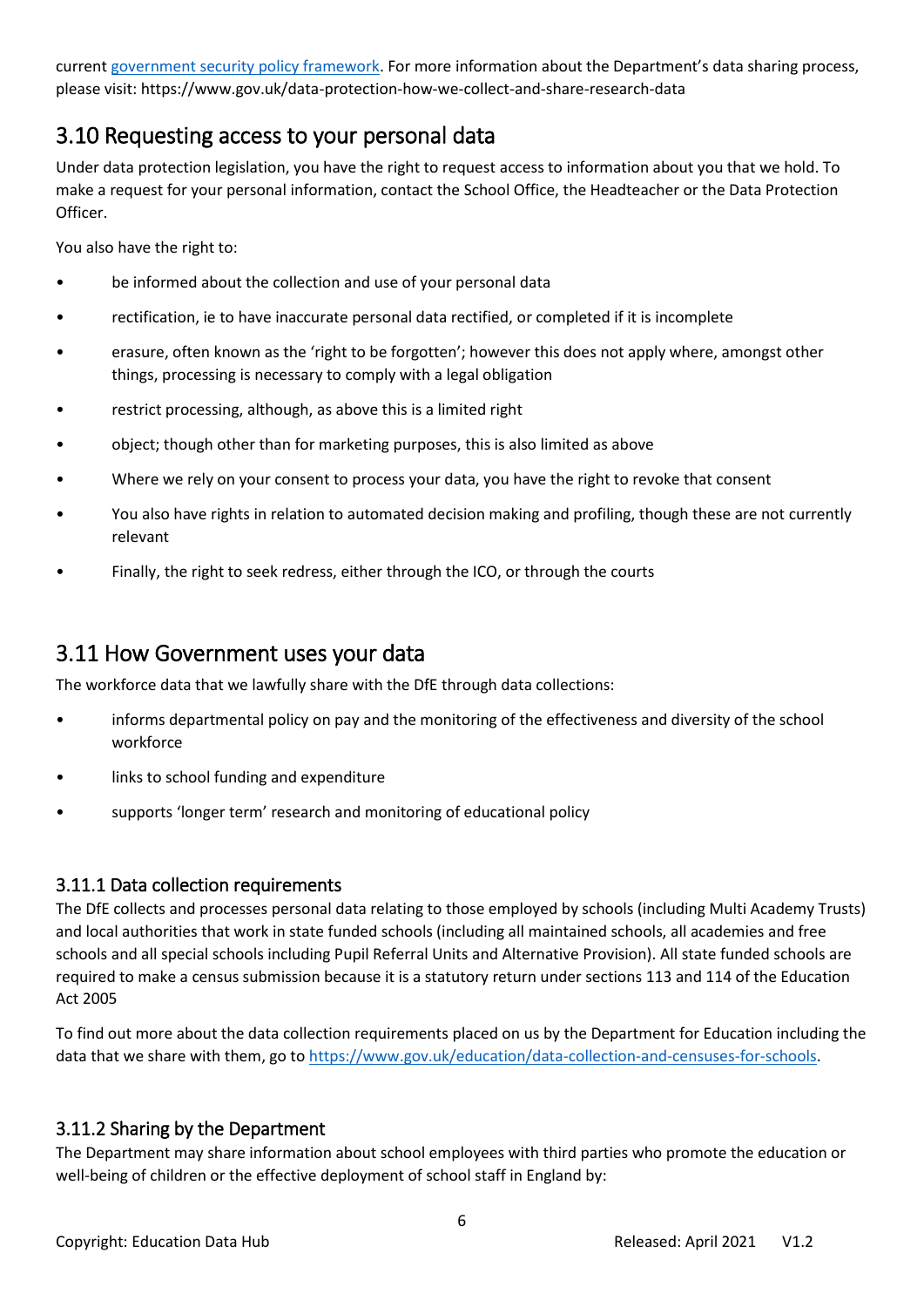current [government security policy framework](). For more information about the Department's data sharing process, please visit: https://www.gov.uk/data-protection-how-we-collect-and-share-research-data

## 3.10 Requesting access to your personal data

Under data protection legislation, you have the right to request access to information about you that we hold. To make a request for your personal information, contact the School Office, the Headteacher or the Data Protection Officer.

You also have the right to:

- be informed about the collection and use of your personal data
- rectification, ie to have inaccurate personal data rectified, or completed if it is incomplete
- erasure, often known as the 'right to be forgotten'; however this does not apply where, amongst other things, processing is necessary to comply with a legal obligation
- restrict processing, although, as above this is a limited right
- object; though other than for marketing purposes, this is also limited as above
- Where we rely on your consent to process your data, you have the right to revoke that consent
- You also have rights in relation to automated decision making and profiling, though these are not currently relevant
- Finally, the right to seek redress, either through the ICO, or through the courts

## 3.11 How Government uses your data

The workforce data that we lawfully share with the DfE through data collections:

- informs departmental policy on pay and the monitoring of the effectiveness and diversity of the school workforce
- links to school funding and expenditure
- supports 'longer term' research and monitoring of educational policy

### 3.11.1 Data collection requirements

The DfE collects and processes personal data relating to those employed by schools (including Multi Academy Trusts) and local authorities that work in state funded schools (including all maintained schools, all academies and free schools and all special schools including Pupil Referral Units and Alternative Provision). All state funded schools are required to make a census submission because it is a statutory return under sections 113 and 114 of the Education Act 2005

To find out more about the data collection requirements placed on us by the Department for Education including the data that we share with them, go to [https://www.gov.uk/education/data-collection-and-censuses-for-schools](https://www.gov.uk/education/data-collection-and-censuses-for-schools).

### 3.11.2 Sharing by the Department

The Department may share information about school employees with third parties who promote the education or well-being of children or the effective deployment of school staff in England by: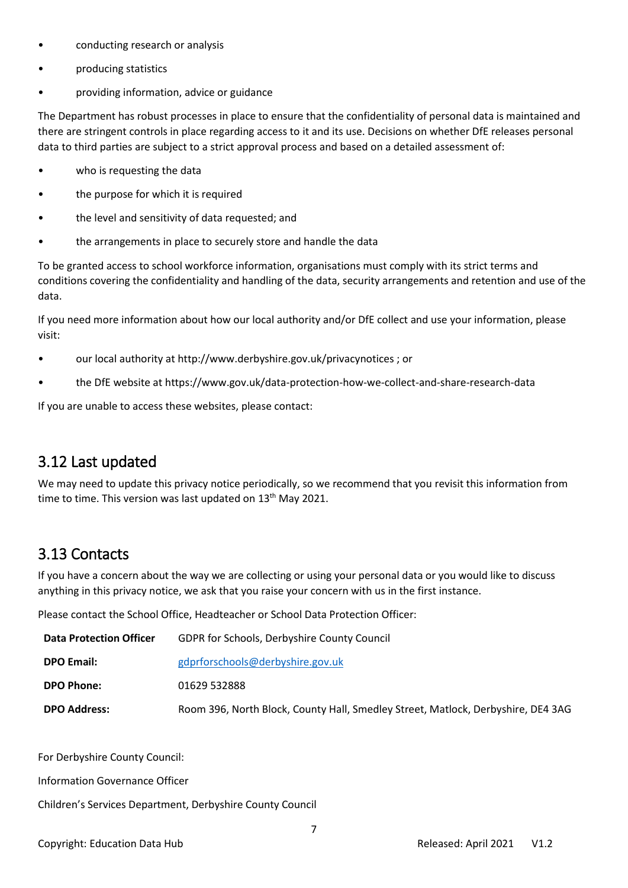- conducting research or analysis
- producing statistics
- providing information, advice or guidance

The Department has robust processes in place to ensure that the confidentiality of personal data is maintained and there are stringent controls in place regarding access to it and its use. Decisions on whether DfE releases personal data to third parties are subject to a strict approval process and based on a detailed assessment of:

- who is requesting the data
- the purpose for which it is required
- the level and sensitivity of data requested; and
- the arrangements in place to securely store and handle the data

To be granted access to school workforce information, organisations must comply with its strict terms and conditions covering the confidentiality and handling of the data, security arrangements and retention and use of the data.

If you need more information about how our local authority and/or DfE collect and use your information, please visit:

- our local authority at http://www.derbyshire.gov.uk/privacynotices ; or
- the DfE website at https://www.gov.uk/data-protection-how-we-collect-and-share-research-data

If you are unable to access these websites, please contact:

## 3.12 Last updated

We may need to update this privacy notice periodically, so we recommend that you revisit this information from time to time. This version was last updated on 13th May 2021.

## 3.13 Contacts

If you have a concern about the way we are collecting or using your personal data or you would like to discuss anything in this privacy notice, we ask that you raise your concern with us in the first instance.

Please contact the School Office, Headteacher or School Data Protection Officer:

| | |
|---|---|
| **Data Protection Officer** | GDPR for Schools, Derbyshire County Council |
| **DPO Email:** | gdprforschools@derbyshire.gov.uk |
| **DPO Phone:** | 01629 532888 |
| **DPO Address:** | Room 396, North Block, County Hall, Smedley Street, Matlock, Derbyshire, DE4 3AG |

For Derbyshire County Council:

Information Governance Officer

Children's Services Department, Derbyshire County Council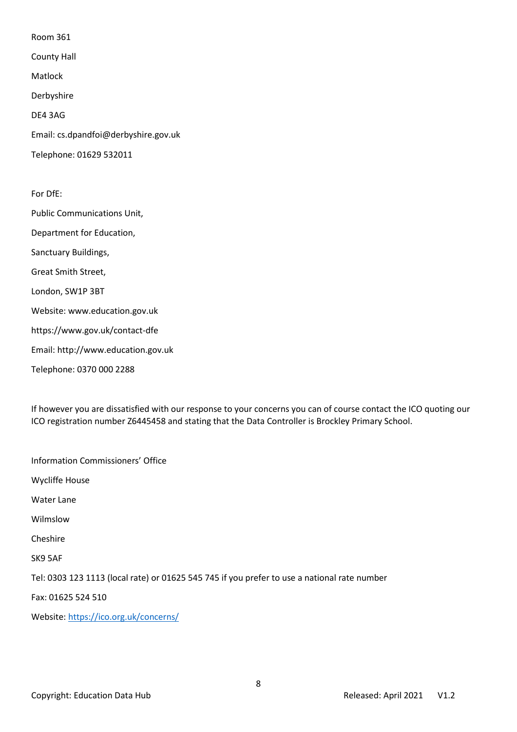Room 361

County Hall

Matlock

Derbyshire

DE4 3AG

Email: cs.dpandfoi@derbyshire.gov.uk

Telephone: 01629 532011

For DfE:

Public Communications Unit,

Department for Education,

Sanctuary Buildings,

Great Smith Street,

London, SW1P 3BT

Website: www.education.gov.uk

https://www.gov.uk/contact-dfe

Email: http://www.education.gov.uk

Telephone: 0370 000 2288

If however you are dissatisfied with our response to your concerns you can of course contact the ICO quoting our ICO registration number Z6445458 and stating that the Data Controller is Brockley Primary School.

Information Commissioners' Office

Wycliffe House

Water Lane

Wilmslow

Cheshire

SK9 5AF

Tel: 0303 123 1113 (local rate) or 01625 545 745 if you prefer to use a national rate number

Fax: 01625 524 510

Website: [https://ico.org.uk/concerns/](https://ico.org.uk/concerns/)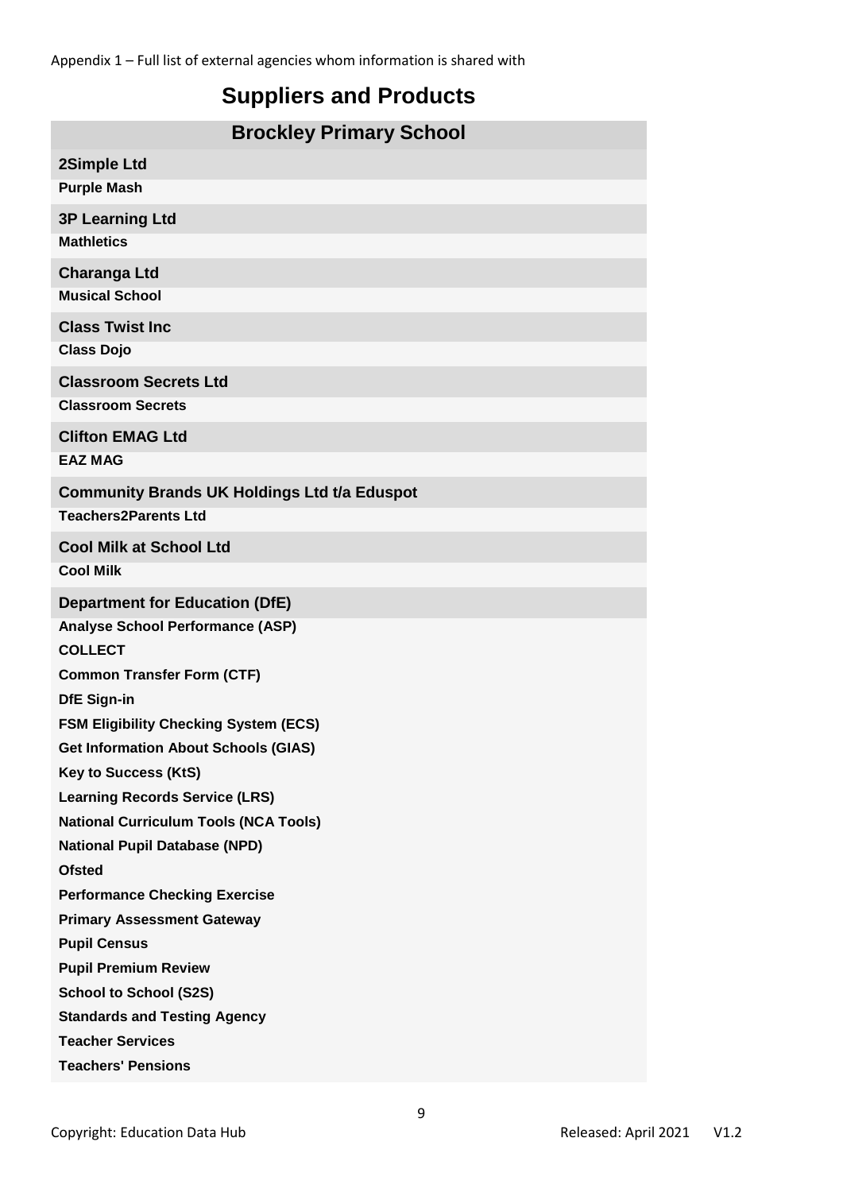Appendix 1 – Full list of external agencies whom information is shared with

# Suppliers and Products

## Brockley Primary School

### 2Simple Ltd
**Purple Mash**

### 3P Learning Ltd
**Mathletics**

### Charanga Ltd
**Musical School**

### Class Twist Inc
**Class Dojo**

### Classroom Secrets Ltd
**Classroom Secrets**

### Clifton EMAG Ltd
**EAZ MAG**

### Community Brands UK Holdings Ltd t/a Eduspot
**Teachers2Parents Ltd**

### Cool Milk at School Ltd
**Cool Milk**

### Department for Education (DfE)
**Analyse School Performance (ASP)**

**COLLECT**

**Common Transfer Form (CTF)**

**DfE Sign-in**

**FSM Eligibility Checking System (ECS)**

**Get Information About Schools (GIAS)**

**Key to Success (KtS)**

**Learning Records Service (LRS)**

**National Curriculum Tools (NCA Tools)**

**National Pupil Database (NPD)**

**Ofsted**

**Performance Checking Exercise**

**Primary Assessment Gateway**

**Pupil Census**

**Pupil Premium Review**

**School to School (S2S)**

**Standards and Testing Agency**

**Teacher Services**

**Teachers' Pensions**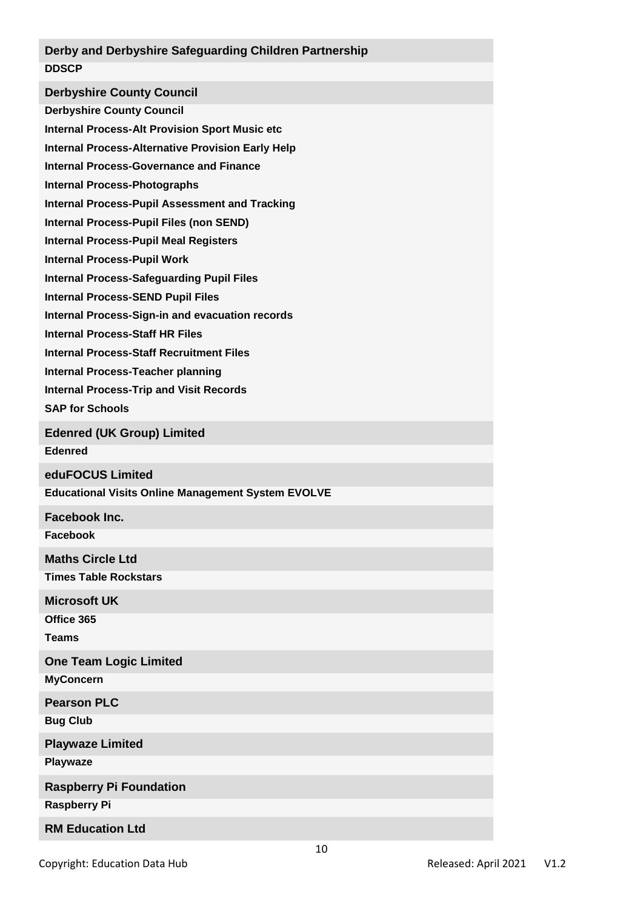**Derby and Derbyshire Safeguarding Children Partnership**

**DDSCP**

**Derbyshire County Council**

**Derbyshire County Council**

**Internal Process-Alt Provision Sport Music etc**

**Internal Process-Alternative Provision Early Help**

**Internal Process-Governance and Finance**

**Internal Process-Photographs**

**Internal Process-Pupil Assessment and Tracking**

**Internal Process-Pupil Files (non SEND)**

**Internal Process-Pupil Meal Registers**

**Internal Process-Pupil Work**

**Internal Process-Safeguarding Pupil Files**

**Internal Process-SEND Pupil Files**

**Internal Process-Sign-in and evacuation records**

**Internal Process-Staff HR Files**

**Internal Process-Staff Recruitment Files**

**Internal Process-Teacher planning**

**Internal Process-Trip and Visit Records**

**SAP for Schools**

**Edenred (UK Group) Limited**

**Edenred**

**eduFOCUS Limited**

**Educational Visits Online Management System EVOLVE**

**Facebook Inc.**

**Facebook**

**Maths Circle Ltd**

**Times Table Rockstars**

**Microsoft UK**

**Office 365**

**Teams**

**One Team Logic Limited**

**MyConcern**

**Pearson PLC**

**Bug Club**

**Playwaze Limited**

**Playwaze**

**Raspberry Pi Foundation**

**Raspberry Pi**

**RM Education Ltd**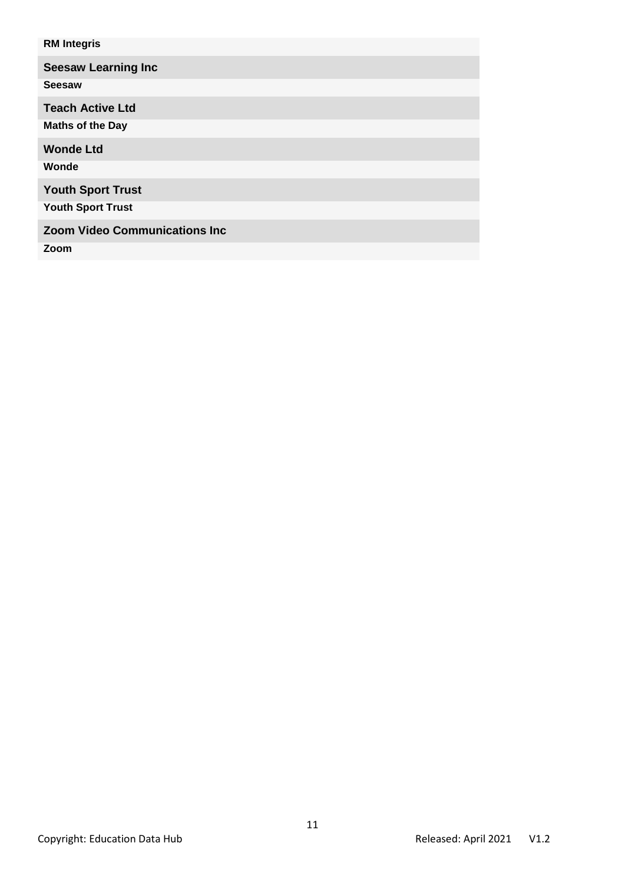**RM Integris**

**Seesaw Learning Inc**

**Seesaw**

**Teach Active Ltd**

**Maths of the Day**

**Wonde Ltd**

**Wonde**

**Youth Sport Trust**

**Youth Sport Trust**

**Zoom Video Communications Inc**

**Zoom**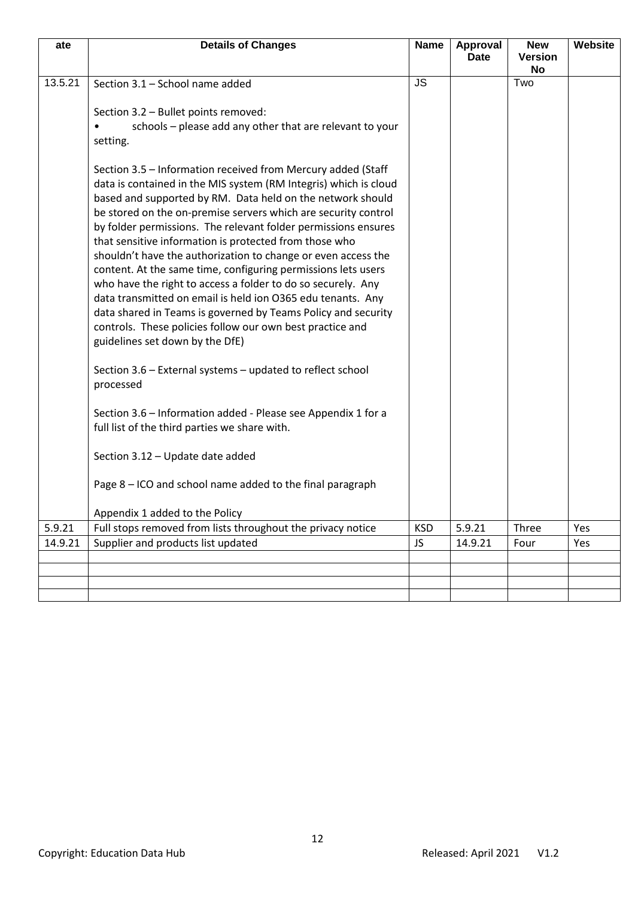| ate | Details of Changes | Name | Approval Date | New Version No | Website |
|---|---|---|---|---|---|
| 13.5.21 | Section 3.1 – School name added<br><br>Section 3.2 – Bullet points removed:<br>• schools – please add any other that are relevant to your setting.<br><br>Section 3.5 – Information received from Mercury added (Staff data is contained in the MIS system (RM Integris) which is cloud based and supported by RM. Data held on the network should be stored on the on-premise servers which are security control by folder permissions. The relevant folder permissions ensures that sensitive information is protected from those who shouldn't have the authorization to change or even access the content. At the same time, configuring permissions lets users who have the right to access a folder to do so securely. Any data transmitted on email is held ion O365 edu tenants. Any data shared in Teams is governed by Teams Policy and security controls. These policies follow our own best practice and guidelines set down by the DfE)<br><br>Section 3.6 – External systems – updated to reflect school processed<br><br>Section 3.6 – Information added - Please see Appendix 1 for a full list of the third parties we share with.<br><br>Section 3.12 – Update date added<br><br>Page 8 – ICO and school name added to the final paragraph<br><br>Appendix 1 added to the Policy | JS | | Two | |
| 5.9.21 | Full stops removed from lists throughout the privacy notice | KSD | 5.9.21 | Three | Yes |
| 14.9.21 | Supplier and products list updated | JS | 14.9.21 | Four | Yes |
| | | | | | |
| | | | | | |
| | | | | | |
| | | | | | |

Copyright: Education Data Hub

Released: April 2021 V1.2